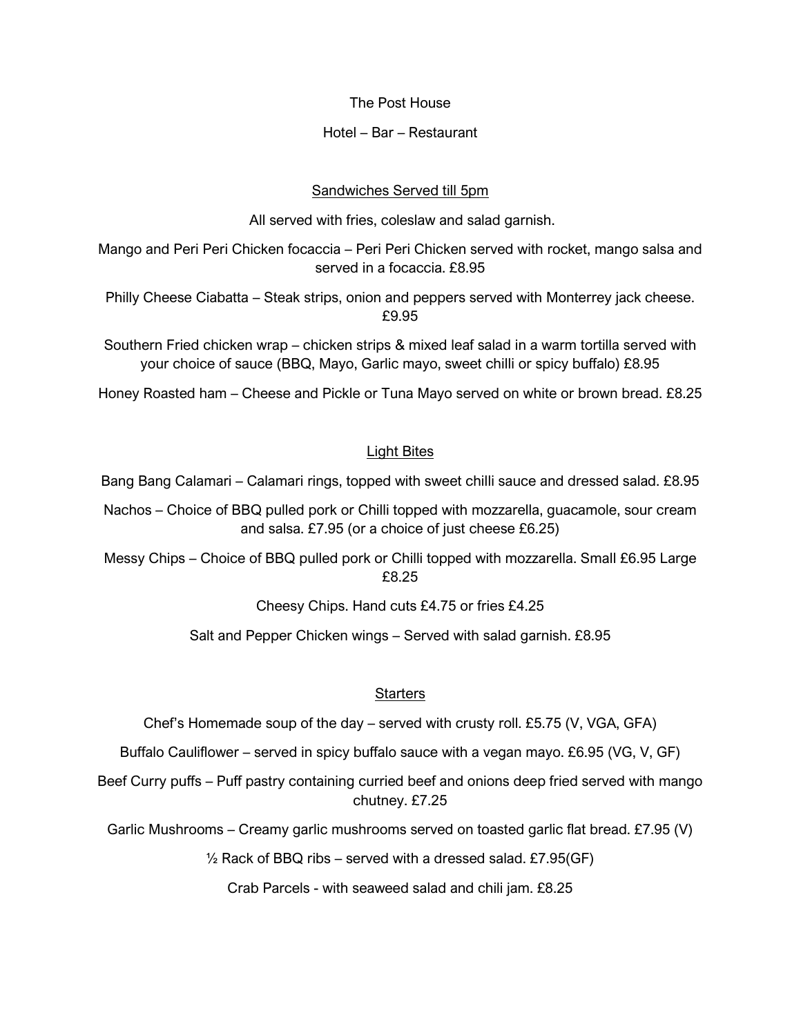# The Post House

Hotel – Bar – Restaurant

## Sandwiches Served till 5pm

All served with fries, coleslaw and salad garnish.

Mango and Peri Peri Chicken focaccia – Peri Peri Chicken served with rocket, mango salsa and served in a focaccia. £8.95

Philly Cheese Ciabatta – Steak strips, onion and peppers served with Monterrey jack cheese. £9.95

Southern Fried chicken wrap – chicken strips & mixed leaf salad in a warm tortilla served with your choice of sauce (BBQ, Mayo, Garlic mayo, sweet chilli or spicy buffalo) £8.95

Honey Roasted ham – Cheese and Pickle or Tuna Mayo served on white or brown bread. £8.25

## Light Bites

Bang Bang Calamari – Calamari rings, topped with sweet chilli sauce and dressed salad. £8.95

Nachos – Choice of BBQ pulled pork or Chilli topped with mozzarella, guacamole, sour cream and salsa. £7.95 (or a choice of just cheese £6.25)

Messy Chips – Choice of BBQ pulled pork or Chilli topped with mozzarella. Small £6.95 Large £8.25

Cheesy Chips. Hand cuts £4.75 or fries £4.25

Salt and Pepper Chicken wings – Served with salad garnish. £8.95

## Starters

Chef's Homemade soup of the day – served with crusty roll. £5.75 (V, VGA, GFA)

Buffalo Cauliflower – served in spicy buffalo sauce with a vegan mayo. £6.95 (VG, V, GF)

Beef Curry puffs – Puff pastry containing curried beef and onions deep fried served with mango chutney. £7.25

Garlic Mushrooms – Creamy garlic mushrooms served on toasted garlic flat bread. £7.95 (V)

½ Rack of BBQ ribs – served with a dressed salad. £7.95(GF)

Crab Parcels - with seaweed salad and chili jam. £8.25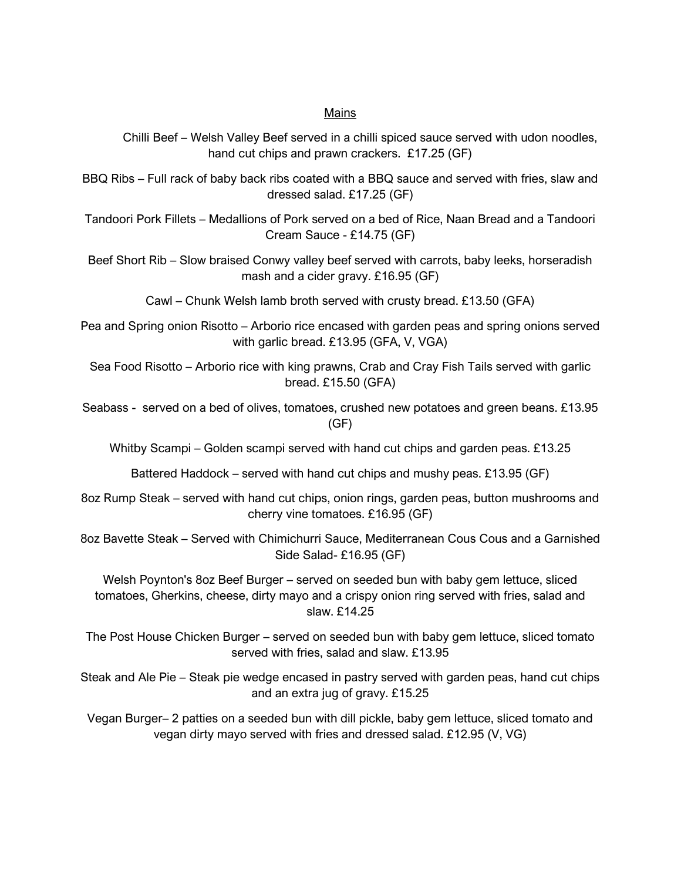## Mains

Chilli Beef – Welsh Valley Beef served in a chilli spiced sauce served with udon noodles, hand cut chips and prawn crackers. £17.25 (GF)

BBQ Ribs – Full rack of baby back ribs coated with a BBQ sauce and served with fries, slaw and dressed salad. £17.25 (GF)

Tandoori Pork Fillets – Medallions of Pork served on a bed of Rice, Naan Bread and a Tandoori Cream Sauce - £14.75 (GF)

Beef Short Rib – Slow braised Conwy valley beef served with carrots, baby leeks, horseradish mash and a cider gravy. £16.95 (GF)

Cawl – Chunk Welsh lamb broth served with crusty bread. £13.50 (GFA)

Pea and Spring onion Risotto – Arborio rice encased with garden peas and spring onions served with garlic bread. £13.95 (GFA, V, VGA)

Sea Food Risotto – Arborio rice with king prawns, Crab and Cray Fish Tails served with garlic bread. £15.50 (GFA)

Seabass - served on a bed of olives, tomatoes, crushed new potatoes and green beans. £13.95 (GF)

Whitby Scampi – Golden scampi served with hand cut chips and garden peas. £13.25

Battered Haddock – served with hand cut chips and mushy peas. £13.95 (GF)

8oz Rump Steak – served with hand cut chips, onion rings, garden peas, button mushrooms and cherry vine tomatoes. £16.95 (GF)

8oz Bavette Steak – Served with Chimichurri Sauce, Mediterranean Cous Cous and a Garnished Side Salad- £16.95 (GF)

Welsh Poynton's 8oz Beef Burger – served on seeded bun with baby gem lettuce, sliced tomatoes, Gherkins, cheese, dirty mayo and a crispy onion ring served with fries, salad and slaw. £14.25

The Post House Chicken Burger – served on seeded bun with baby gem lettuce, sliced tomato served with fries, salad and slaw. £13.95

Steak and Ale Pie – Steak pie wedge encased in pastry served with garden peas, hand cut chips and an extra jug of gravy. £15.25

Vegan Burger– 2 patties on a seeded bun with dill pickle, baby gem lettuce, sliced tomato and vegan dirty mayo served with fries and dressed salad. £12.95 (V, VG)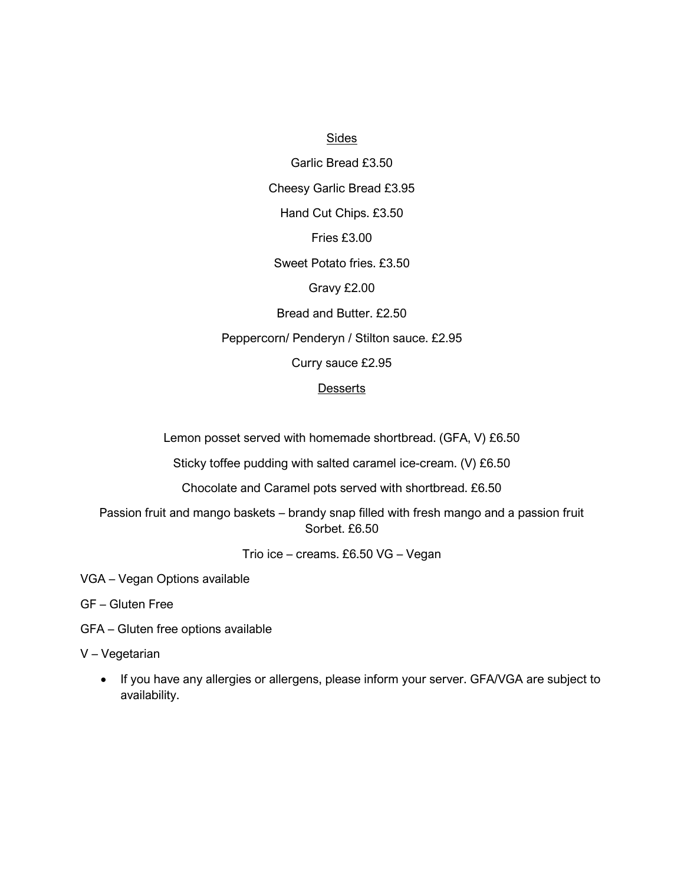## Sides

Garlic Bread £3.50

Cheesy Garlic Bread £3.95

Hand Cut Chips. £3.50

Fries £3.00

Sweet Potato fries. £3.50

Gravy £2.00

Bread and Butter. £2.50

Peppercorn/ Penderyn / Stilton sauce. £2.95

Curry sauce £2.95

## Desserts

Lemon posset served with homemade shortbread. (GFA, V) £6.50

Sticky toffee pudding with salted caramel ice-cream. (V) £6.50

Chocolate and Caramel pots served with shortbread. £6.50

Passion fruit and mango baskets – brandy snap filled with fresh mango and a passion fruit Sorbet. £6.50

Trio ice – creams. £6.50 VG – Vegan

VGA – Vegan Options available

GF – Gluten Free

GFA – Gluten free options available

V – Vegetarian

- If you have any allergies or allergens, please inform your server. GFA/VGA are subject to availability.